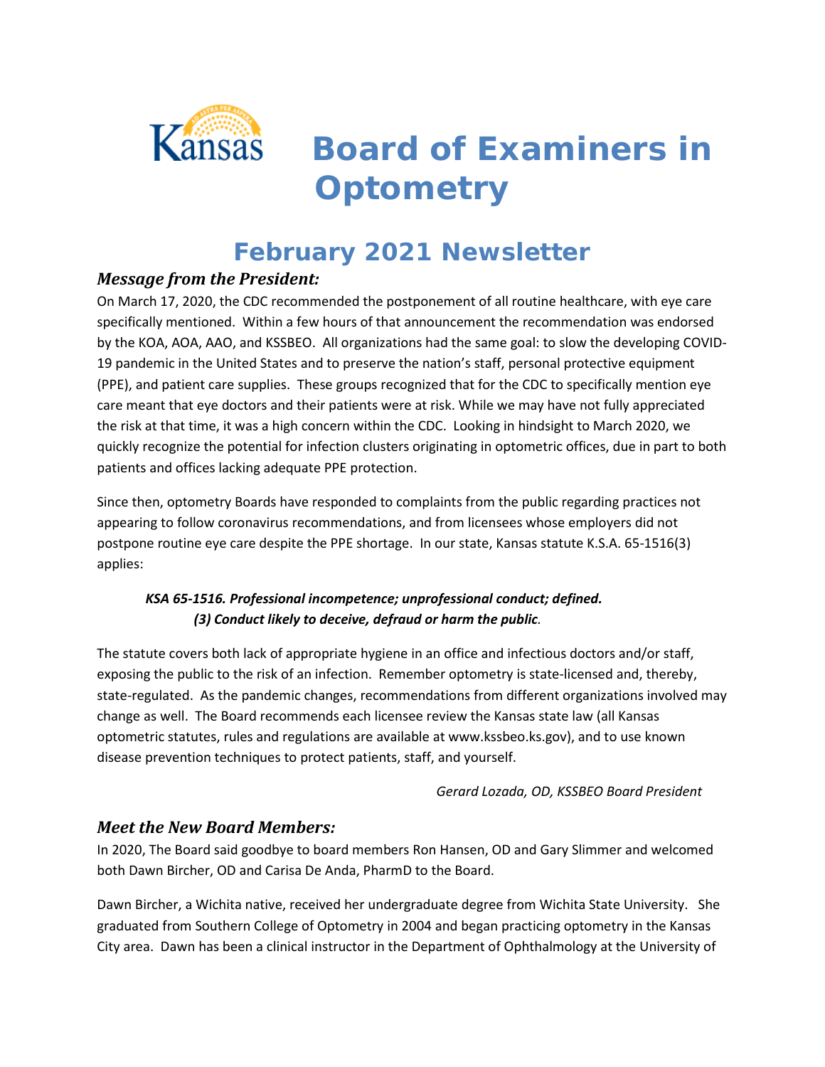# Board of Examiners in Optometry

## February 2021 Newsletter

### *Message from the President:*

On March 17, 2020, the CDC recommended the postponement of all routine healthcare, with eye care specifically mentioned. Within a few hours of that announcement the recommendation was endorsed by the KOA, AOA, AAO, and KSSBEO. All organizations had the same goal: to slow the developing COVID-19 pandemic in the United States and to preserve the nation's staff, personal protective equipment (PPE), and patient care supplies. These groups recognized that for the CDC to specifically mention eye care meant that eye doctors and their patients were at risk. While we may have not fully appreciated the risk at that time, it was a high concern within the CDC. Looking in hindsight to March 2020, we quickly recognize the potential for infection clusters originating in optometric offices, due in part to both patients and offices lacking adequate PPE protection.

Since then, optometry Boards have responded to complaints from the public regarding practices not appearing to follow coronavirus recommendations, and from licensees whose employers did not postpone routine eye care despite the PPE shortage. In our state, Kansas statute K.S.A. 65-1516(3) applies:

> ***KSA 65-1516. Professional incompetence; unprofessional conduct; defined.***
> ***(3) Conduct likely to deceive, defraud or harm the public.***

The statute covers both lack of appropriate hygiene in an office and infectious doctors and/or staff, exposing the public to the risk of an infection. Remember optometry is state-licensed and, thereby, state-regulated. As the pandemic changes, recommendations from different organizations involved may change as well. The Board recommends each licensee review the Kansas state law (all Kansas optometric statutes, rules and regulations are available at www.kssbeo.ks.gov), and to use known disease prevention techniques to protect patients, staff, and yourself.

*Gerard Lozada, OD, KSSBEO Board President*

### *Meet the New Board Members:*

In 2020, The Board said goodbye to board members Ron Hansen, OD and Gary Slimmer and welcomed both Dawn Bircher, OD and Carisa De Anda, PharmD to the Board.

Dawn Bircher, a Wichita native, received her undergraduate degree from Wichita State University. She graduated from Southern College of Optometry in 2004 and began practicing optometry in the Kansas City area. Dawn has been a clinical instructor in the Department of Ophthalmology at the University of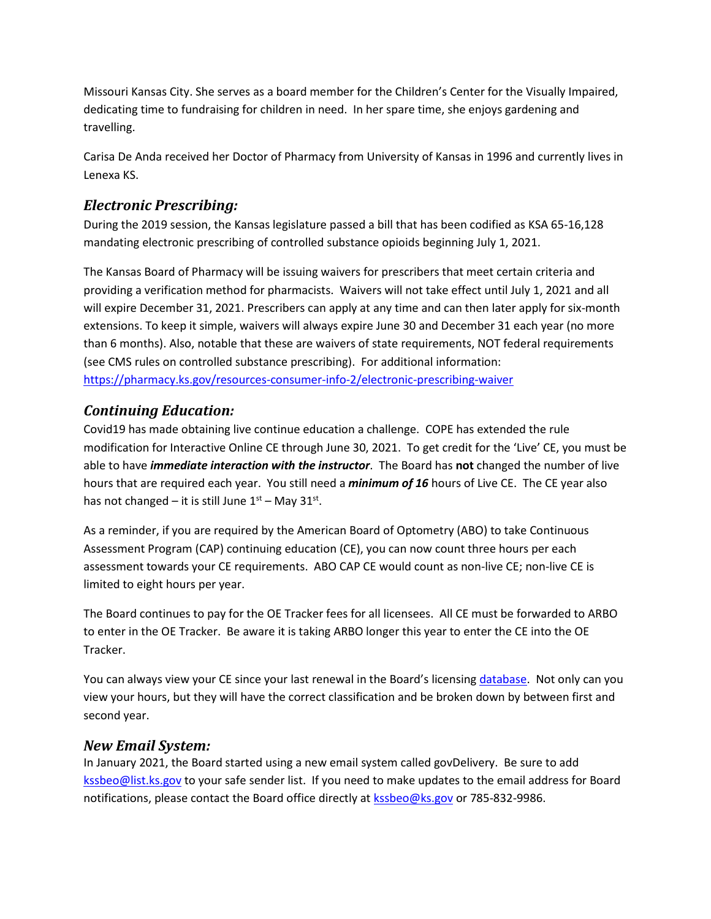Missouri Kansas City. She serves as a board member for the Children's Center for the Visually Impaired, dedicating time to fundraising for children in need. In her spare time, she enjoys gardening and travelling.

Carisa De Anda received her Doctor of Pharmacy from University of Kansas in 1996 and currently lives in Lenexa KS.

## *Electronic Prescribing:*

During the 2019 session, the Kansas legislature passed a bill that has been codified as KSA 65-16,128 mandating electronic prescribing of controlled substance opioids beginning July 1, 2021.

The Kansas Board of Pharmacy will be issuing waivers for prescribers that meet certain criteria and providing a verification method for pharmacists. Waivers will not take effect until July 1, 2021 and all will expire December 31, 2021. Prescribers can apply at any time and can then later apply for six-month extensions. To keep it simple, waivers will always expire June 30 and December 31 each year (no more than 6 months). Also, notable that these are waivers of state requirements, NOT federal requirements (see CMS rules on controlled substance prescribing). For additional information: [https://pharmacy.ks.gov/resources-consumer-info-2/electronic-prescribing-waiver](https://pharmacy.ks.gov/resources-consumer-info-2/electronic-prescribing-waiver)

## *Continuing Education:*

Covid19 has made obtaining live continue education a challenge. COPE has extended the rule modification for Interactive Online CE through June 30, 2021. To get credit for the 'Live' CE, you must be able to have ***immediate interaction with the instructor***. The Board has **not** changed the number of live hours that are required each year. You still need a ***minimum of 16*** hours of Live CE. The CE year also has not changed – it is still June 1st – May 31st.

As a reminder, if you are required by the American Board of Optometry (ABO) to take Continuous Assessment Program (CAP) continuing education (CE), you can now count three hours per each assessment towards your CE requirements. ABO CAP CE would count as non-live CE; non-live CE is limited to eight hours per year.

The Board continues to pay for the OE Tracker fees for all licensees. All CE must be forwarded to ARBO to enter in the OE Tracker. Be aware it is taking ARBO longer this year to enter the CE into the OE Tracker.

You can always view your CE since your last renewal in the Board's licensing [database](). Not only can you view your hours, but they will have the correct classification and be broken down by between first and second year.

## *New Email System:*

In January 2021, the Board started using a new email system called govDelivery. Be sure to add [kssbeo@list.ks.gov](mailto:kssbeo@list.ks.gov) to your safe sender list. If you need to make updates to the email address for Board notifications, please contact the Board office directly at [kssbeo@ks.gov](mailto:kssbeo@ks.gov) or 785-832-9986.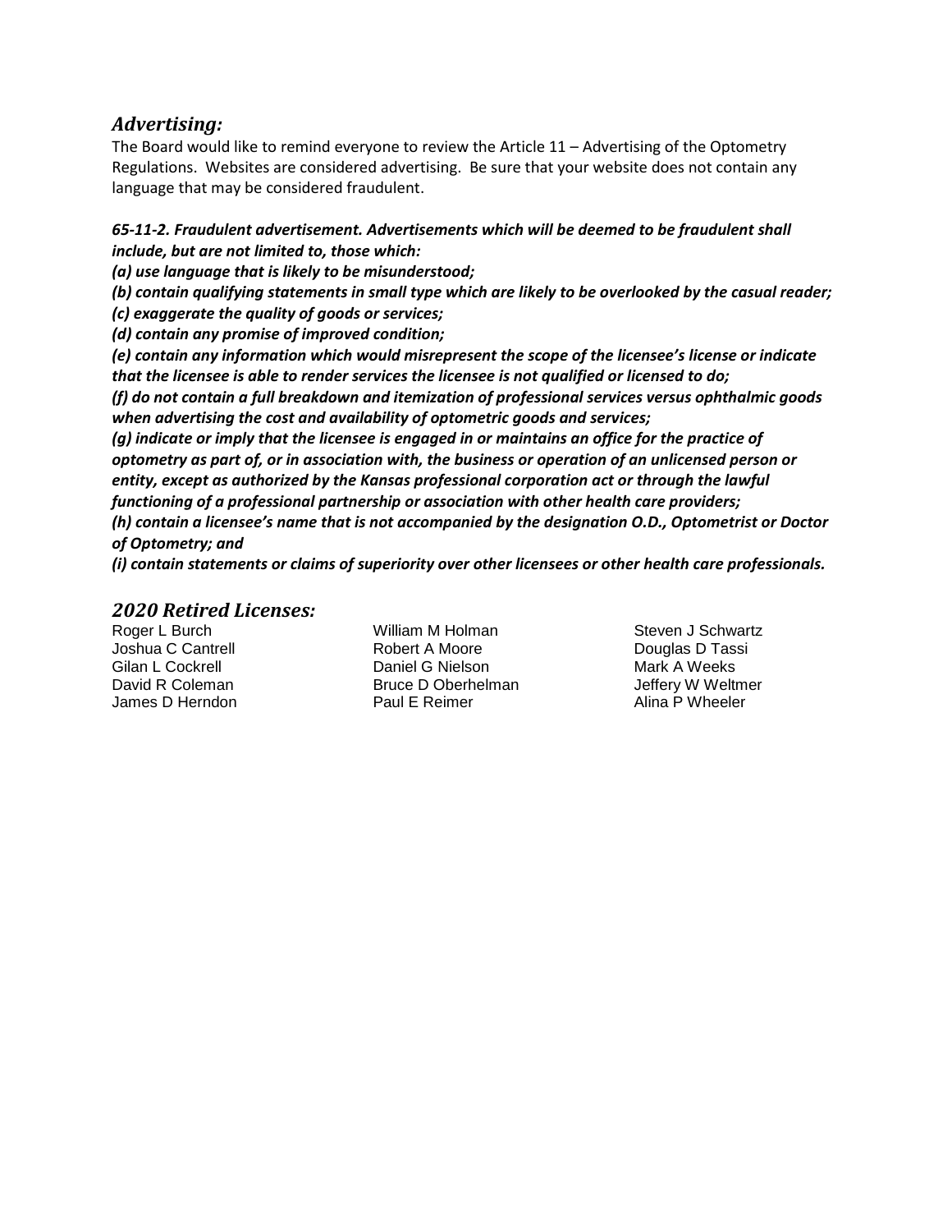## *Advertising:*

The Board would like to remind everyone to review the Article 11 – Advertising of the Optometry Regulations. Websites are considered advertising. Be sure that your website does not contain any language that may be considered fraudulent.

***65-11-2. Fraudulent advertisement. Advertisements which will be deemed to be fraudulent shall include, but are not limited to, those which:***

***(a) use language that is likely to be misunderstood;***

***(b) contain qualifying statements in small type which are likely to be overlooked by the casual reader;***

***(c) exaggerate the quality of goods or services;***

***(d) contain any promise of improved condition;***

***(e) contain any information which would misrepresent the scope of the licensee's license or indicate that the licensee is able to render services the licensee is not qualified or licensed to do;***

***(f) do not contain a full breakdown and itemization of professional services versus ophthalmic goods when advertising the cost and availability of optometric goods and services;***

***(g) indicate or imply that the licensee is engaged in or maintains an office for the practice of optometry as part of, or in association with, the business or operation of an unlicensed person or entity, except as authorized by the Kansas professional corporation act or through the lawful functioning of a professional partnership or association with other health care providers;***

***(h) contain a licensee's name that is not accompanied by the designation O.D., Optometrist or Doctor of Optometry; and***

***(i) contain statements or claims of superiority over other licensees or other health care professionals.***

## *2020 Retired Licenses:*

Roger L Burch
Joshua C Cantrell
Gilan L Cockrell
David R Coleman
James D Herndon
William M Holman
Robert A Moore
Daniel G Nielson
Bruce D Oberhelman
Paul E Reimer
Steven J Schwartz
Douglas D Tassi
Mark A Weeks
Jeffery W Weltmer
Alina P Wheeler